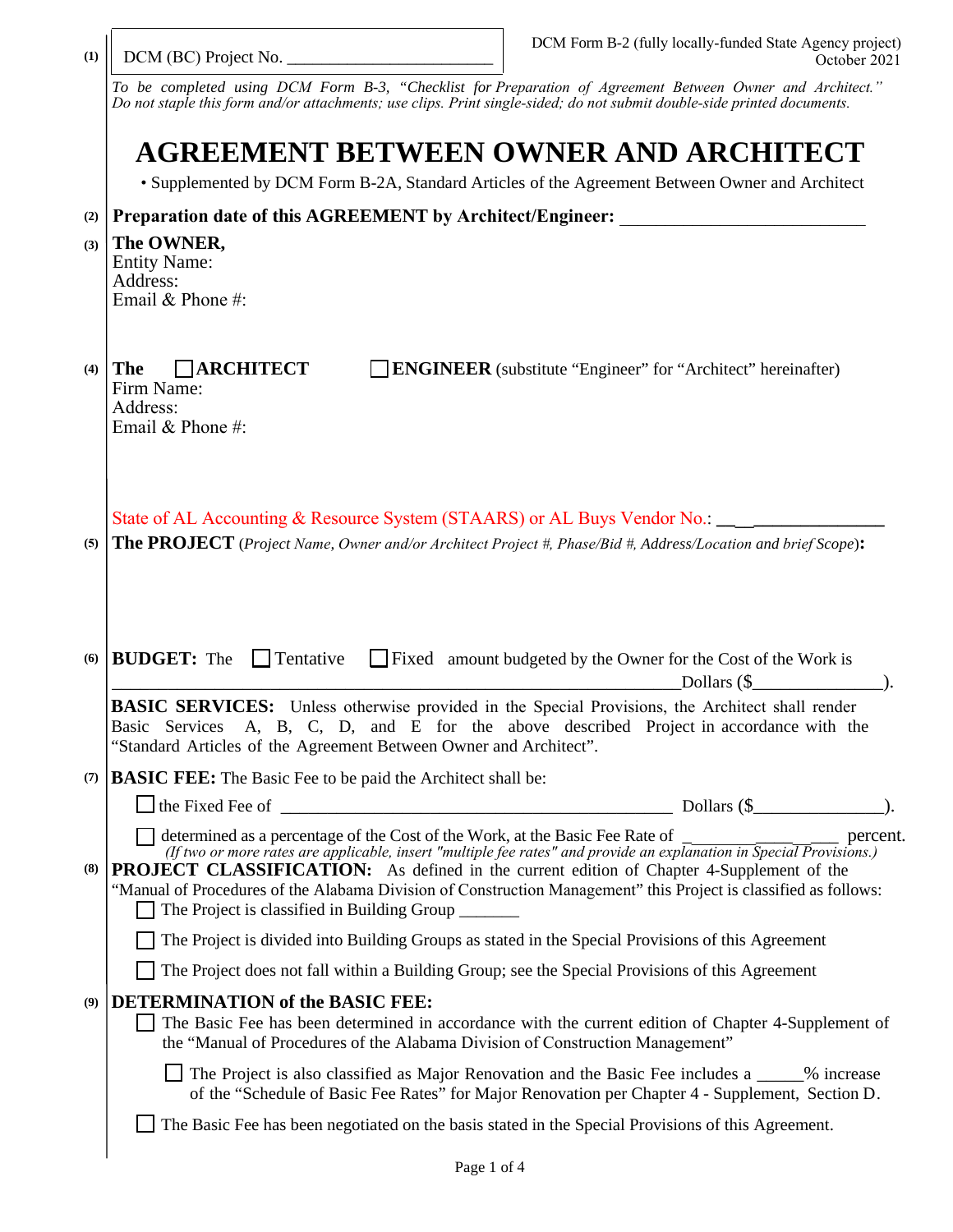(1) DCM (BC) Project No. ________________________

DCM Form B-2 (fully locally-funded State Agency project)
October 2021

*To be completed using DCM Form B-3, "Checklist for Preparation of Agreement Between Owner and Architect." Do not staple this form and/or attachments; use clips. Print single-sided; do not submit double-side printed documents.*

# AGREEMENT BETWEEN OWNER AND ARCHITECT

• Supplemented by DCM Form B-2A, Standard Articles of the Agreement Between Owner and Architect

(2) **Preparation date of this AGREEMENT by Architect/Engineer:** ___________________________

(3) **The OWNER,**
Entity Name:
Address:
Email & Phone #:

(4) **The** ☐ **ARCHITECT** ☐ **ENGINEER** (substitute "Engineer" for "Architect" hereinafter)
Firm Name:
Address:
Email & Phone #:

State of AL Accounting & Resource System (STAARS) or AL Buys Vendor No.: ________________

(5) **The PROJECT** (*Project Name, Owner and/or Architect Project #, Phase/Bid #, Address/Location and brief Scope*)**:**

(6) **BUDGET:** The ☐ Tentative ☐ Fixed amount budgeted by the Owner for the Cost of the Work is _______________________________________________________________Dollars ($_______________).

**BASIC SERVICES:** Unless otherwise provided in the Special Provisions, the Architect shall render Basic Services A, B, C, D, and E for the above described Project in accordance with the "Standard Articles of the Agreement Between Owner and Architect".

(7) **BASIC FEE:** The Basic Fee to be paid the Architect shall be:

☐ the Fixed Fee of _____________________________________________ Dollars ($_______________).

☐ determined as a percentage of the Cost of the Work, at the Basic Fee Rate of _______________ percent.
*(If two or more rates are applicable, insert "multiple fee rates" and provide an explanation in Special Provisions.)*

(8) **PROJECT CLASSIFICATION:** As defined in the current edition of Chapter 4-Supplement of the "Manual of Procedures of the Alabama Division of Construction Management" this Project is classified as follows:

☐ The Project is classified in Building Group _______

☐ The Project is divided into Building Groups as stated in the Special Provisions of this Agreement

☐ The Project does not fall within a Building Group; see the Special Provisions of this Agreement

(9) **DETERMINATION of the BASIC FEE:**

☐ The Basic Fee has been determined in accordance with the current edition of Chapter 4-Supplement of the "Manual of Procedures of the Alabama Division of Construction Management"

☐ The Project is also classified as Major Renovation and the Basic Fee includes a _____% increase of the "Schedule of Basic Fee Rates" for Major Renovation per Chapter 4 - Supplement, Section D.

☐ The Basic Fee has been negotiated on the basis stated in the Special Provisions of this Agreement.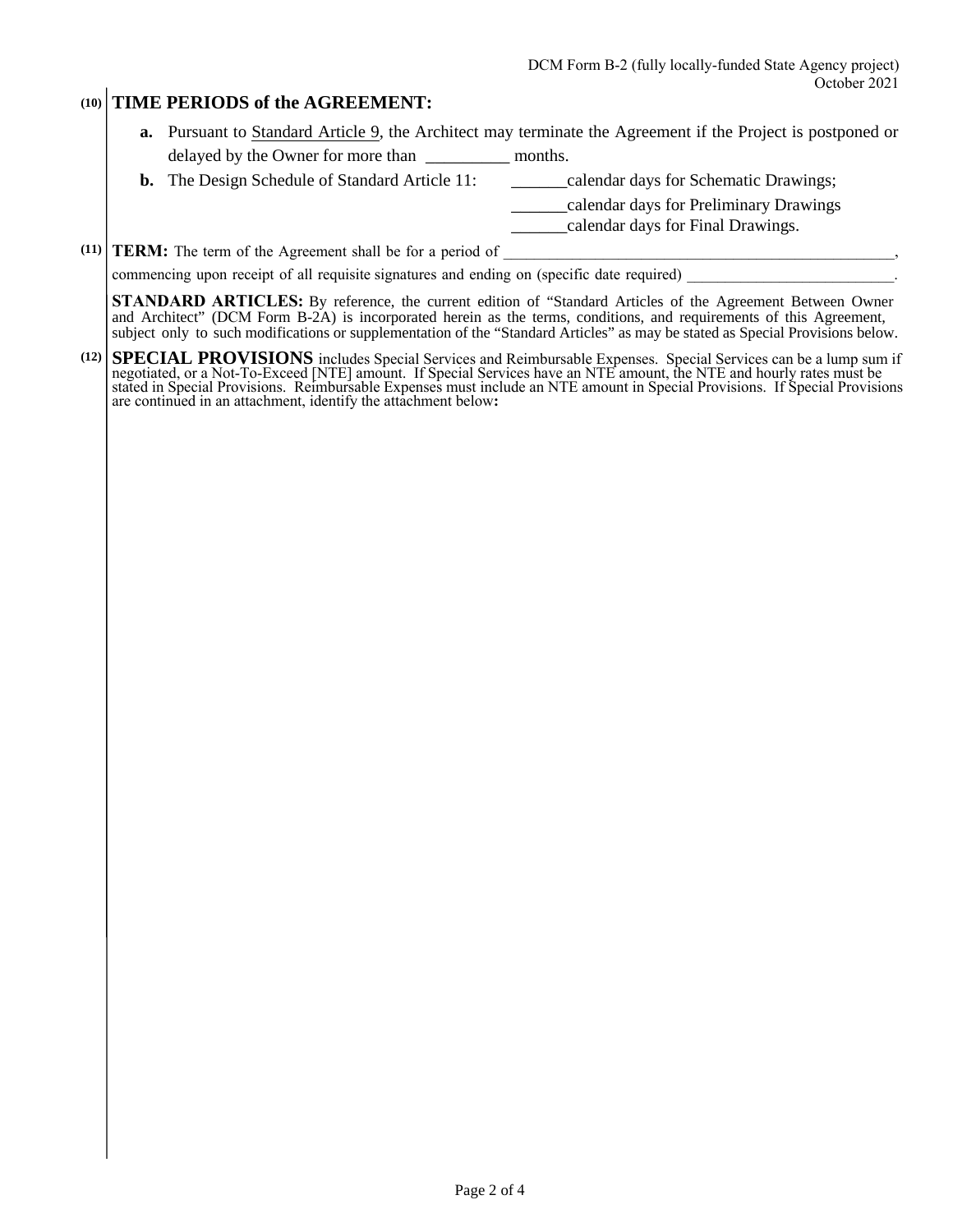**(10) TIME PERIODS of the AGREEMENT:**

**a.** Pursuant to Standard Article 9, the Architect may terminate the Agreement if the Project is postponed or delayed by the Owner for more than __________ months.

**b.** The Design Schedule of Standard Article 11:

______calendar days for Schematic Drawings;

______calendar days for Preliminary Drawings

______calendar days for Final Drawings.

**(11) TERM:** The term of the Agreement shall be for a period of ____________________________________________________, commencing upon receipt of all requisite signatures and ending on (specific date required) ___________________________.

**STANDARD ARTICLES:** By reference, the current edition of "Standard Articles of the Agreement Between Owner and Architect" (DCM Form B-2A) is incorporated herein as the terms, conditions, and requirements of this Agreement, subject only to such modifications or supplementation of the "Standard Articles" as may be stated as Special Provisions below.

**(12) SPECIAL PROVISIONS** includes Special Services and Reimbursable Expenses. Special Services can be a lump sum if negotiated, or a Not-To-Exceed [NTE] amount. If Special Services have an NTE amount, the NTE and hourly rates must be stated in Special Provisions. Reimbursable Expenses must include an NTE amount in Special Provisions. If Special Provisions are continued in an attachment, identify the attachment below**:**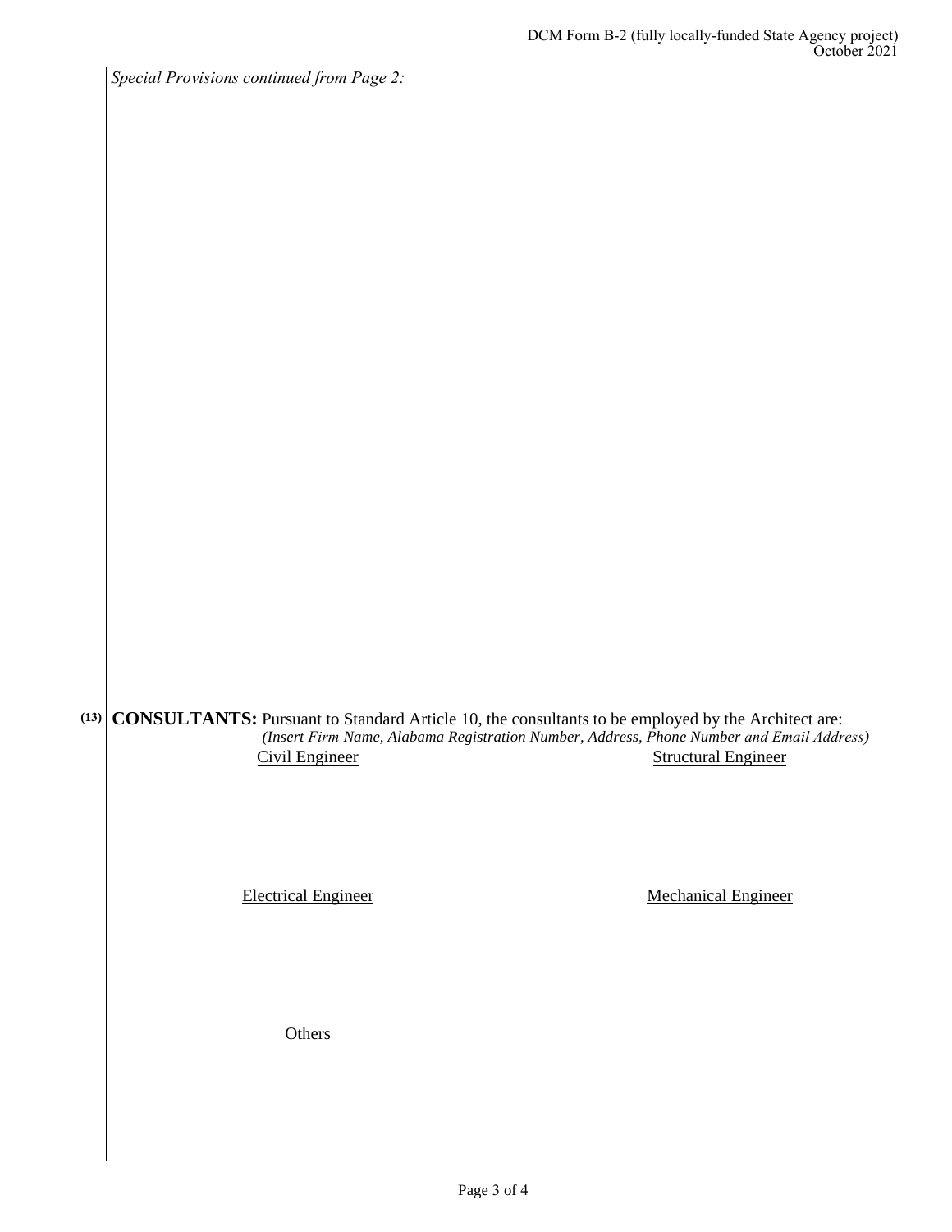*Special Provisions continued from Page 2:*

(13) **CONSULTANTS:** Pursuant to Standard Article 10, the consultants to be employed by the Architect are:
*(Insert Firm Name, Alabama Registration Number, Address, Phone Number and Email Address)*

Civil Engineer

Structural Engineer

Electrical Engineer

Mechanical Engineer

Others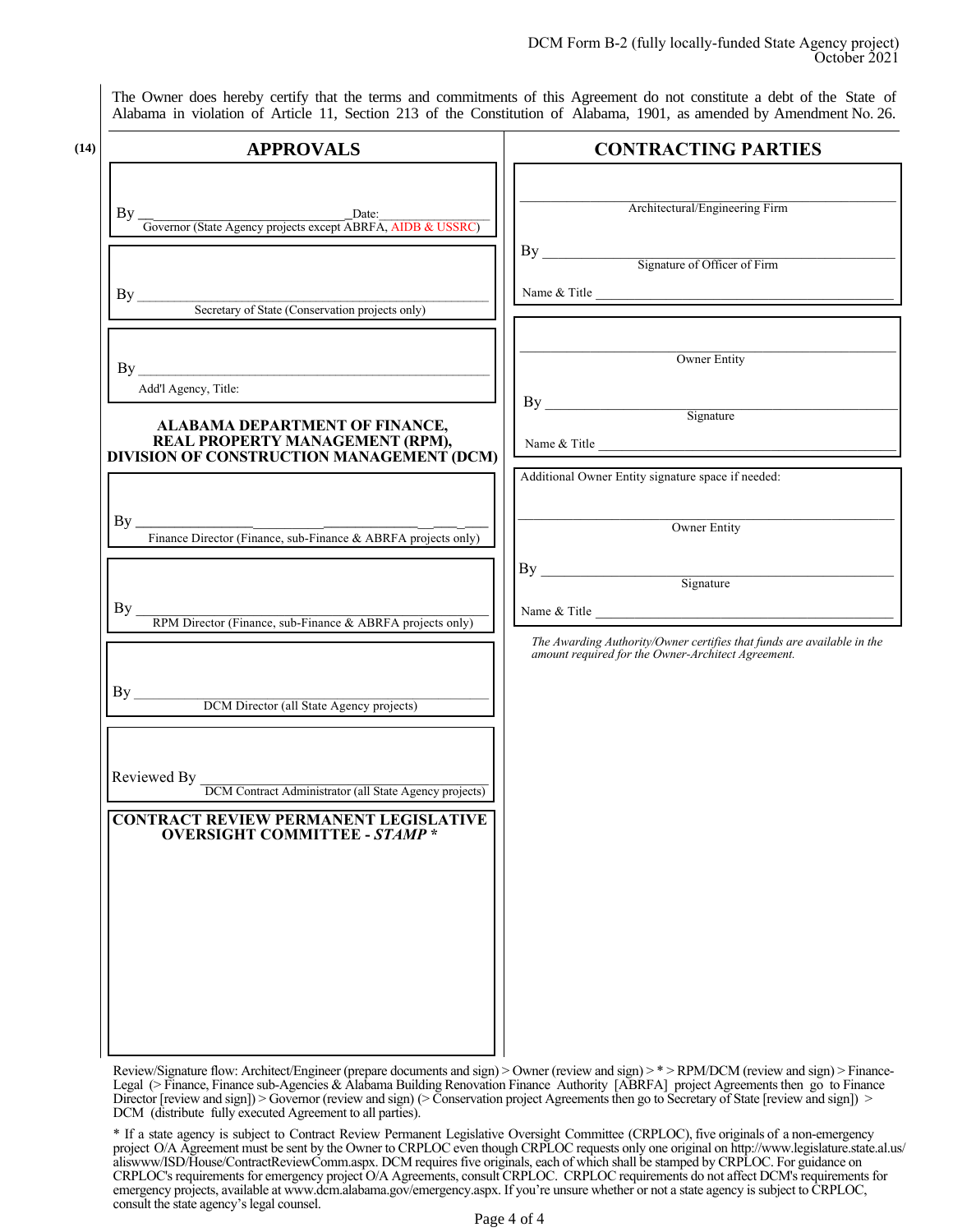The Owner does hereby certify that the terms and commitments of this Agreement do not constitute a debt of the State of Alabama in violation of Article 11, Section 213 of the Constitution of Alabama, 1901, as amended by Amendment No. 26.

(14)

## APPROVALS

By ______________________________ Date: ________________
Governor (State Agency projects except ABRFA, AIDB & USSRC)

By ______________________________________________________
Secretary of State (Conservation projects only)

By ______________________________________________________
Add'l Agency, Title:

**ALABAMA DEPARTMENT OF FINANCE, REAL PROPERTY MANAGEMENT (RPM), DIVISION OF CONSTRUCTION MANAGEMENT (DCM)**

By ______________________________________________________
Finance Director (Finance, sub-Finance & ABRFA projects only)

By ______________________________________________________
RPM Director (Finance, sub-Finance & ABRFA projects only)

By ______________________________________________________
DCM Director (all State Agency projects)

Reviewed By _____________________________________________
DCM Contract Administrator (all State Agency projects)

**CONTRACT REVIEW PERMANENT LEGISLATIVE OVERSIGHT COMMITTEE - *STAMP* \***

## CONTRACTING PARTIES

______________________________________________________
Architectural/Engineering Firm

By ______________________________________________________
Signature of Officer of Firm

Name & Title ____________________________________________

______________________________________________________
Owner Entity

By ______________________________________________________
Signature

Name & Title ____________________________________________

Additional Owner Entity signature space if needed:

______________________________________________________
Owner Entity

By ______________________________________________________
Signature

Name & Title ____________________________________________

*The Awarding Authority/Owner certifies that funds are available in the amount required for the Owner-Architect Agreement.*

Review/Signature flow: Architect/Engineer (prepare documents and sign) > Owner (review and sign) > * > RPM/DCM (review and sign) > Finance-Legal (> Finance, Finance sub-Agencies & Alabama Building Renovation Finance Authority [ABRFA] project Agreements then go to Finance Director [review and sign]) > Governor (review and sign) (> Conservation project Agreements then go to Secretary of State [review and sign]) > DCM (distribute fully executed Agreement to all parties).

* If a state agency is subject to Contract Review Permanent Legislative Oversight Committee (CRPLOC), five originals of a non-emergency project O/A Agreement must be sent by the Owner to CRPLOC even though CRPLOC requests only one original on http://www.legislature.state.al.us/aliswww/ISD/House/ContractReviewComm.aspx. DCM requires five originals, each of which shall be stamped by CRPLOC. For guidance on CRPLOC's requirements for emergency project O/A Agreements, consult CRPLOC. CRPLOC requirements do not affect DCM's requirements for emergency projects, available at www.dcm.alabama.gov/emergency.aspx. If you're unsure whether or not a state agency is subject to CRPLOC, consult the state agency's legal counsel.